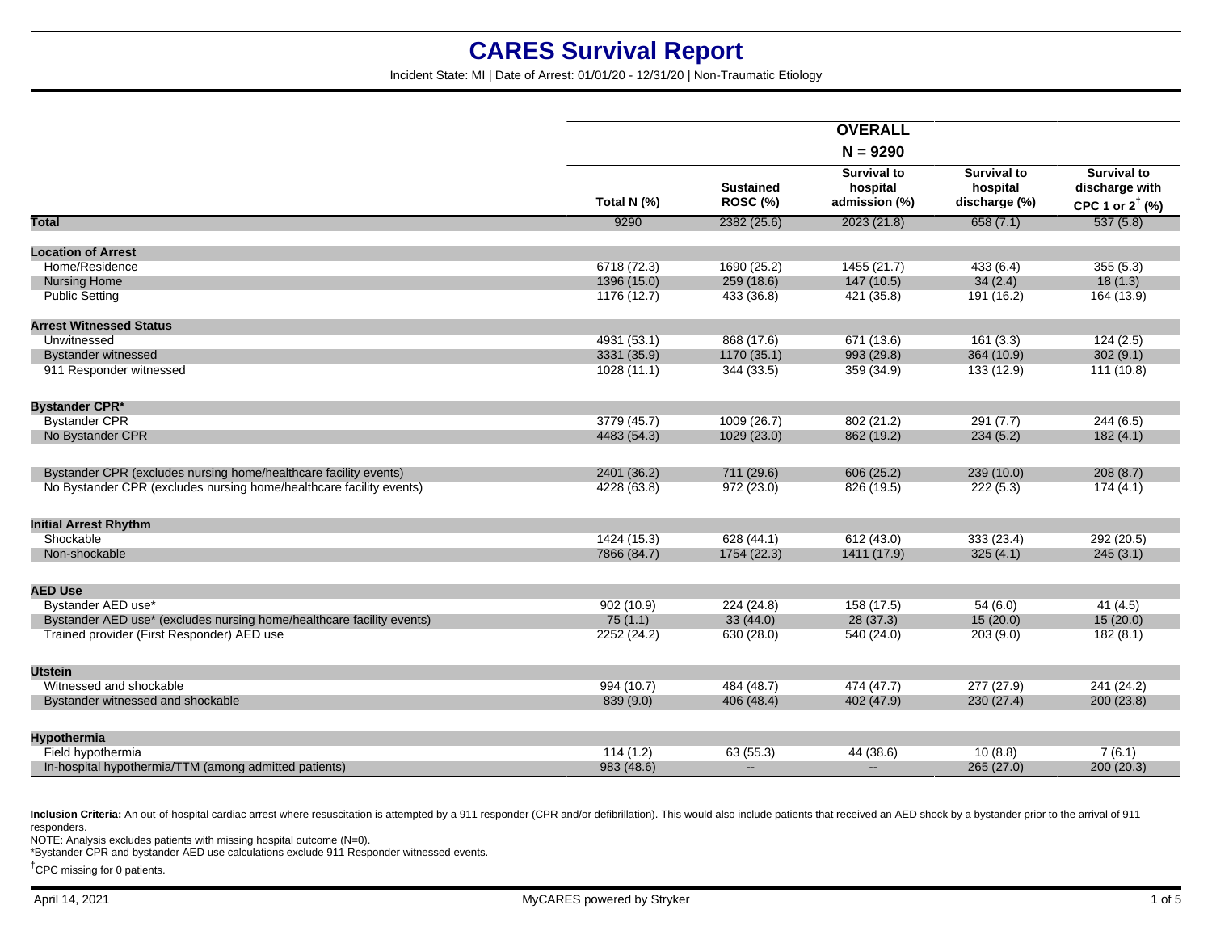# CARES Survival Report

Incident State: MI | Date of Arrest: 01/01/20 - 12/31/20 | Non-Traumatic Etiology

| | OVERALL N = 9290 | | | | |
|---|---|---|---|---|---|
| | Total N (%) | Sustained ROSC (%) | Survival to hospital admission (%) | Survival to hospital discharge (%) | Survival to discharge with CPC 1 or 2† (%) |
| **Total** | 9290 | 2382 (25.6) | 2023 (21.8) | 658 (7.1) | 537 (5.8) |
| **Location of Arrest** | | | | | |
| Home/Residence | 6718 (72.3) | 1690 (25.2) | 1455 (21.7) | 433 (6.4) | 355 (5.3) |
| Nursing Home | 1396 (15.0) | 259 (18.6) | 147 (10.5) | 34 (2.4) | 18 (1.3) |
| Public Setting | 1176 (12.7) | 433 (36.8) | 421 (35.8) | 191 (16.2) | 164 (13.9) |
| **Arrest Witnessed Status** | | | | | |
| Unwitnessed | 4931 (53.1) | 868 (17.6) | 671 (13.6) | 161 (3.3) | 124 (2.5) |
| Bystander witnessed | 3331 (35.9) | 1170 (35.1) | 993 (29.8) | 364 (10.9) | 302 (9.1) |
| 911 Responder witnessed | 1028 (11.1) | 344 (33.5) | 359 (34.9) | 133 (12.9) | 111 (10.8) |
| **Bystander CPR*** | | | | | |
| Bystander CPR | 3779 (45.7) | 1009 (26.7) | 802 (21.2) | 291 (7.7) | 244 (6.5) |
| No Bystander CPR | 4483 (54.3) | 1029 (23.0) | 862 (19.2) | 234 (5.2) | 182 (4.1) |
| Bystander CPR (excludes nursing home/healthcare facility events) | 2401 (36.2) | 711 (29.6) | 606 (25.2) | 239 (10.0) | 208 (8.7) |
| No Bystander CPR (excludes nursing home/healthcare facility events) | 4228 (63.8) | 972 (23.0) | 826 (19.5) | 222 (5.3) | 174 (4.1) |
| **Initial Arrest Rhythm** | | | | | |
| Shockable | 1424 (15.3) | 628 (44.1) | 612 (43.0) | 333 (23.4) | 292 (20.5) |
| Non-shockable | 7866 (84.7) | 1754 (22.3) | 1411 (17.9) | 325 (4.1) | 245 (3.1) |
| **AED Use** | | | | | |
| Bystander AED use* | 902 (10.9) | 224 (24.8) | 158 (17.5) | 54 (6.0) | 41 (4.5) |
| Bystander AED use* (excludes nursing home/healthcare facility events) | 75 (1.1) | 33 (44.0) | 28 (37.3) | 15 (20.0) | 15 (20.0) |
| Trained provider (First Responder) AED use | 2252 (24.2) | 630 (28.0) | 540 (24.0) | 203 (9.0) | 182 (8.1) |
| **Utstein** | | | | | |
| Witnessed and shockable | 994 (10.7) | 484 (48.7) | 474 (47.7) | 277 (27.9) | 241 (24.2) |
| Bystander witnessed and shockable | 839 (9.0) | 406 (48.4) | 402 (47.9) | 230 (27.4) | 200 (23.8) |
| **Hypothermia** | | | | | |
| Field hypothermia | 114 (1.2) | 63 (55.3) | 44 (38.6) | 10 (8.8) | 7 (6.1) |
| In-hospital hypothermia/TTM (among admitted patients) | 983 (48.6) | -- | -- | 265 (27.0) | 200 (20.3) |

**Inclusion Criteria:** An out-of-hospital cardiac arrest where resuscitation is attempted by a 911 responder (CPR and/or defibrillation). This would also include patients that received an AED shock by a bystander prior to the arrival of 911 responders.

NOTE: Analysis excludes patients with missing hospital outcome (N=0).

*Bystander CPR and bystander AED use calculations exclude 911 Responder witnessed events.

†CPC missing for 0 patients.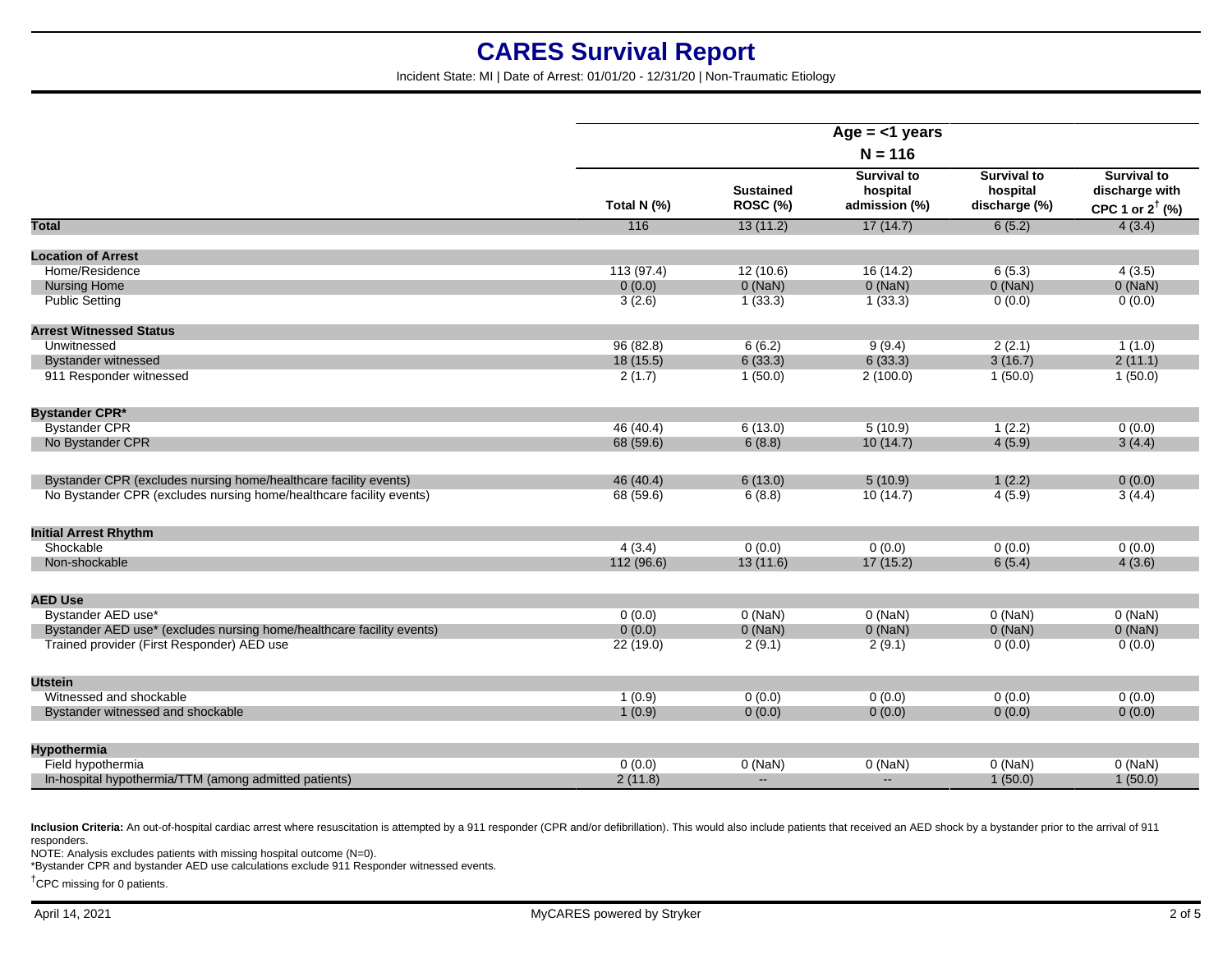# CARES Survival Report

Incident State: MI | Date of Arrest: 01/01/20 - 12/31/20 | Non-Traumatic Etiology

| | Age = <1 years N = 116 | | | | |
|---|---|---|---|---|---|
| | Total N (%) | Sustained ROSC (%) | Survival to hospital admission (%) | Survival to hospital discharge (%) | Survival to discharge with CPC 1 or 2† (%) |
| **Total** | 116 | 13 (11.2) | 17 (14.7) | 6 (5.2) | 4 (3.4) |
| **Location of Arrest** | | | | | |
| Home/Residence | 113 (97.4) | 12 (10.6) | 16 (14.2) | 6 (5.3) | 4 (3.5) |
| Nursing Home | 0 (0.0) | 0 (NaN) | 0 (NaN) | 0 (NaN) | 0 (NaN) |
| Public Setting | 3 (2.6) | 1 (33.3) | 1 (33.3) | 0 (0.0) | 0 (0.0) |
| **Arrest Witnessed Status** | | | | | |
| Unwitnessed | 96 (82.8) | 6 (6.2) | 9 (9.4) | 2 (2.1) | 1 (1.0) |
| Bystander witnessed | 18 (15.5) | 6 (33.3) | 6 (33.3) | 3 (16.7) | 2 (11.1) |
| 911 Responder witnessed | 2 (1.7) | 1 (50.0) | 2 (100.0) | 1 (50.0) | 1 (50.0) |
| **Bystander CPR*** | | | | | |
| Bystander CPR | 46 (40.4) | 6 (13.0) | 5 (10.9) | 1 (2.2) | 0 (0.0) |
| No Bystander CPR | 68 (59.6) | 6 (8.8) | 10 (14.7) | 4 (5.9) | 3 (4.4) |
| Bystander CPR (excludes nursing home/healthcare facility events) | 46 (40.4) | 6 (13.0) | 5 (10.9) | 1 (2.2) | 0 (0.0) |
| No Bystander CPR (excludes nursing home/healthcare facility events) | 68 (59.6) | 6 (8.8) | 10 (14.7) | 4 (5.9) | 3 (4.4) |
| **Initial Arrest Rhythm** | | | | | |
| Shockable | 4 (3.4) | 0 (0.0) | 0 (0.0) | 0 (0.0) | 0 (0.0) |
| Non-shockable | 112 (96.6) | 13 (11.6) | 17 (15.2) | 6 (5.4) | 4 (3.6) |
| **AED Use** | | | | | |
| Bystander AED use* | 0 (0.0) | 0 (NaN) | 0 (NaN) | 0 (NaN) | 0 (NaN) |
| Bystander AED use* (excludes nursing home/healthcare facility events) | 0 (0.0) | 0 (NaN) | 0 (NaN) | 0 (NaN) | 0 (NaN) |
| Trained provider (First Responder) AED use | 22 (19.0) | 2 (9.1) | 2 (9.1) | 0 (0.0) | 0 (0.0) |
| **Utstein** | | | | | |
| Witnessed and shockable | 1 (0.9) | 0 (0.0) | 0 (0.0) | 0 (0.0) | 0 (0.0) |
| Bystander witnessed and shockable | 1 (0.9) | 0 (0.0) | 0 (0.0) | 0 (0.0) | 0 (0.0) |
| **Hypothermia** | | | | | |
| Field hypothermia | 0 (0.0) | 0 (NaN) | 0 (NaN) | 0 (NaN) | 0 (NaN) |
| In-hospital hypothermia/TTM (among admitted patients) | 2 (11.8) | -- | -- | 1 (50.0) | 1 (50.0) |

**Inclusion Criteria:** An out-of-hospital cardiac arrest where resuscitation is attempted by a 911 responder (CPR and/or defibrillation). This would also include patients that received an AED shock by a bystander prior to the arrival of 911 responders.

NOTE: Analysis excludes patients with missing hospital outcome (N=0).

*Bystander CPR and bystander AED use calculations exclude 911 Responder witnessed events.

†CPC missing for 0 patients.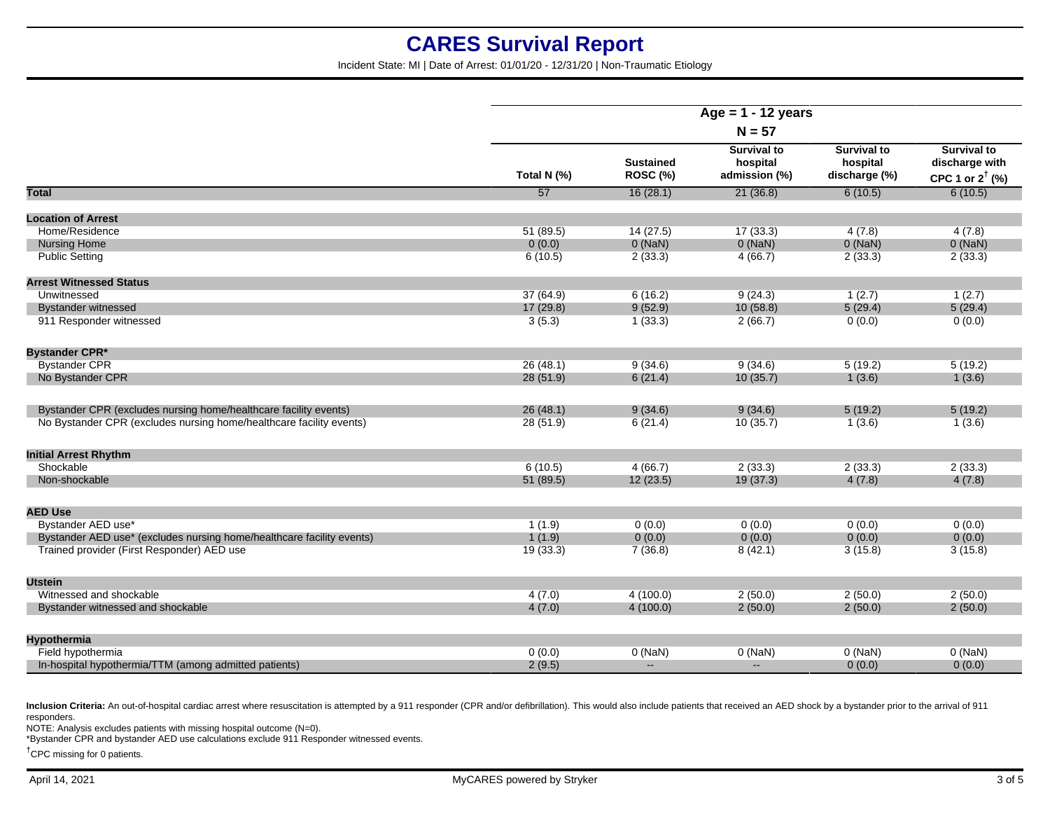# CARES Survival Report

Incident State: MI | Date of Arrest: 01/01/20 - 12/31/20 | Non-Traumatic Etiology

| | Age = 1 - 12 years N = 57 | | | | |
|---|---|---|---|---|---|
| | Total N (%) | Sustained ROSC (%) | Survival to hospital admission (%) | Survival to hospital discharge (%) | Survival to discharge with CPC 1 or 2† (%) |
| **Total** | 57 | 16 (28.1) | 21 (36.8) | 6 (10.5) | 6 (10.5) |
| **Location of Arrest** | | | | | |
| Home/Residence | 51 (89.5) | 14 (27.5) | 17 (33.3) | 4 (7.8) | 4 (7.8) |
| Nursing Home | 0 (0.0) | 0 (NaN) | 0 (NaN) | 0 (NaN) | 0 (NaN) |
| Public Setting | 6 (10.5) | 2 (33.3) | 4 (66.7) | 2 (33.3) | 2 (33.3) |
| **Arrest Witnessed Status** | | | | | |
| Unwitnessed | 37 (64.9) | 6 (16.2) | 9 (24.3) | 1 (2.7) | 1 (2.7) |
| Bystander witnessed | 17 (29.8) | 9 (52.9) | 10 (58.8) | 5 (29.4) | 5 (29.4) |
| 911 Responder witnessed | 3 (5.3) | 1 (33.3) | 2 (66.7) | 0 (0.0) | 0 (0.0) |
| **Bystander CPR*** | | | | | |
| Bystander CPR | 26 (48.1) | 9 (34.6) | 9 (34.6) | 5 (19.2) | 5 (19.2) |
| No Bystander CPR | 28 (51.9) | 6 (21.4) | 10 (35.7) | 1 (3.6) | 1 (3.6) |
| Bystander CPR (excludes nursing home/healthcare facility events) | 26 (48.1) | 9 (34.6) | 9 (34.6) | 5 (19.2) | 5 (19.2) |
| No Bystander CPR (excludes nursing home/healthcare facility events) | 28 (51.9) | 6 (21.4) | 10 (35.7) | 1 (3.6) | 1 (3.6) |
| **Initial Arrest Rhythm** | | | | | |
| Shockable | 6 (10.5) | 4 (66.7) | 2 (33.3) | 2 (33.3) | 2 (33.3) |
| Non-shockable | 51 (89.5) | 12 (23.5) | 19 (37.3) | 4 (7.8) | 4 (7.8) |
| **AED Use** | | | | | |
| Bystander AED use* | 1 (1.9) | 0 (0.0) | 0 (0.0) | 0 (0.0) | 0 (0.0) |
| Bystander AED use* (excludes nursing home/healthcare facility events) | 1 (1.9) | 0 (0.0) | 0 (0.0) | 0 (0.0) | 0 (0.0) |
| Trained provider (First Responder) AED use | 19 (33.3) | 7 (36.8) | 8 (42.1) | 3 (15.8) | 3 (15.8) |
| **Utstein** | | | | | |
| Witnessed and shockable | 4 (7.0) | 4 (100.0) | 2 (50.0) | 2 (50.0) | 2 (50.0) |
| Bystander witnessed and shockable | 4 (7.0) | 4 (100.0) | 2 (50.0) | 2 (50.0) | 2 (50.0) |
| **Hypothermia** | | | | | |
| Field hypothermia | 0 (0.0) | 0 (NaN) | 0 (NaN) | 0 (NaN) | 0 (NaN) |
| In-hospital hypothermia/TTM (among admitted patients) | 2 (9.5) | -- | -- | 0 (0.0) | 0 (0.0) |

**Inclusion Criteria:** An out-of-hospital cardiac arrest where resuscitation is attempted by a 911 responder (CPR and/or defibrillation). This would also include patients that received an AED shock by a bystander prior to the arrival of 911 responders.

NOTE: Analysis excludes patients with missing hospital outcome (N=0).

*Bystander CPR and bystander AED use calculations exclude 911 Responder witnessed events.

†CPC missing for 0 patients.

April 14, 2021 | MyCARES powered by Stryker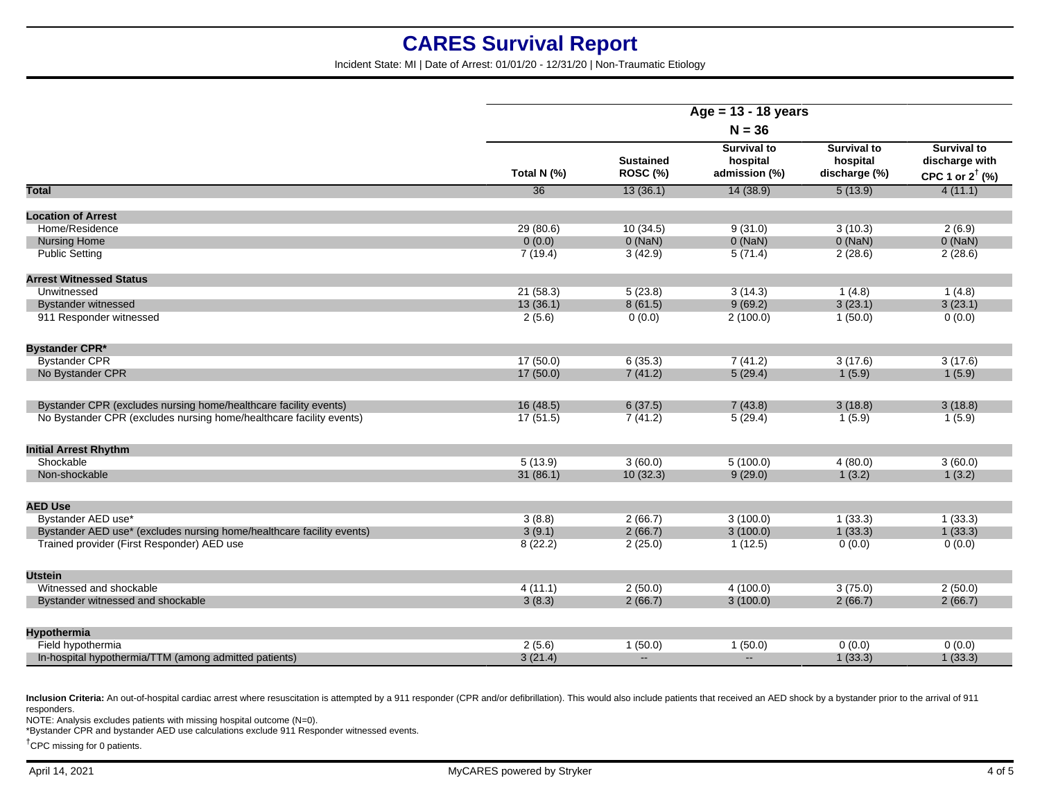# CARES Survival Report

Incident State: MI | Date of Arrest: 01/01/20 - 12/31/20 | Non-Traumatic Etiology

| | Age = 13 - 18 years N = 36 | | | | |
|---|---|---|---|---|---|
| | Total N (%) | Sustained ROSC (%) | Survival to hospital admission (%) | Survival to hospital discharge (%) | Survival to discharge with CPC 1 or 2[†] (%) |
| **Total** | 36 | 13 (36.1) | 14 (38.9) | 5 (13.9) | 4 (11.1) |
| **Location of Arrest** | | | | | |
| Home/Residence | 29 (80.6) | 10 (34.5) | 9 (31.0) | 3 (10.3) | 2 (6.9) |
| Nursing Home | 0 (0.0) | 0 (NaN) | 0 (NaN) | 0 (NaN) | 0 (NaN) |
| Public Setting | 7 (19.4) | 3 (42.9) | 5 (71.4) | 2 (28.6) | 2 (28.6) |
| **Arrest Witnessed Status** | | | | | |
| Unwitnessed | 21 (58.3) | 5 (23.8) | 3 (14.3) | 1 (4.8) | 1 (4.8) |
| Bystander witnessed | 13 (36.1) | 8 (61.5) | 9 (69.2) | 3 (23.1) | 3 (23.1) |
| 911 Responder witnessed | 2 (5.6) | 0 (0.0) | 2 (100.0) | 1 (50.0) | 0 (0.0) |
| **Bystander CPR*** | | | | | |
| Bystander CPR | 17 (50.0) | 6 (35.3) | 7 (41.2) | 3 (17.6) | 3 (17.6) |
| No Bystander CPR | 17 (50.0) | 7 (41.2) | 5 (29.4) | 1 (5.9) | 1 (5.9) |
| Bystander CPR (excludes nursing home/healthcare facility events) | 16 (48.5) | 6 (37.5) | 7 (43.8) | 3 (18.8) | 3 (18.8) |
| No Bystander CPR (excludes nursing home/healthcare facility events) | 17 (51.5) | 7 (41.2) | 5 (29.4) | 1 (5.9) | 1 (5.9) |
| **Initial Arrest Rhythm** | | | | | |
| Shockable | 5 (13.9) | 3 (60.0) | 5 (100.0) | 4 (80.0) | 3 (60.0) |
| Non-shockable | 31 (86.1) | 10 (32.3) | 9 (29.0) | 1 (3.2) | 1 (3.2) |
| **AED Use** | | | | | |
| Bystander AED use* | 3 (8.8) | 2 (66.7) | 3 (100.0) | 1 (33.3) | 1 (33.3) |
| Bystander AED use* (excludes nursing home/healthcare facility events) | 3 (9.1) | 2 (66.7) | 3 (100.0) | 1 (33.3) | 1 (33.3) |
| Trained provider (First Responder) AED use | 8 (22.2) | 2 (25.0) | 1 (12.5) | 0 (0.0) | 0 (0.0) |
| **Utstein** | | | | | |
| Witnessed and shockable | 4 (11.1) | 2 (50.0) | 4 (100.0) | 3 (75.0) | 2 (50.0) |
| Bystander witnessed and shockable | 3 (8.3) | 2 (66.7) | 3 (100.0) | 2 (66.7) | 2 (66.7) |
| **Hypothermia** | | | | | |
| Field hypothermia | 2 (5.6) | 1 (50.0) | 1 (50.0) | 0 (0.0) | 0 (0.0) |
| In-hospital hypothermia/TTM (among admitted patients) | 3 (21.4) | -- | -- | 1 (33.3) | 1 (33.3) |

**Inclusion Criteria:** An out-of-hospital cardiac arrest where resuscitation is attempted by a 911 responder (CPR and/or defibrillation). This would also include patients that received an AED shock by a bystander prior to the arrival of 911 responders.

NOTE: Analysis excludes patients with missing hospital outcome (N=0).

*Bystander CPR and bystander AED use calculations exclude 911 Responder witnessed events.

[†]CPC missing for 0 patients.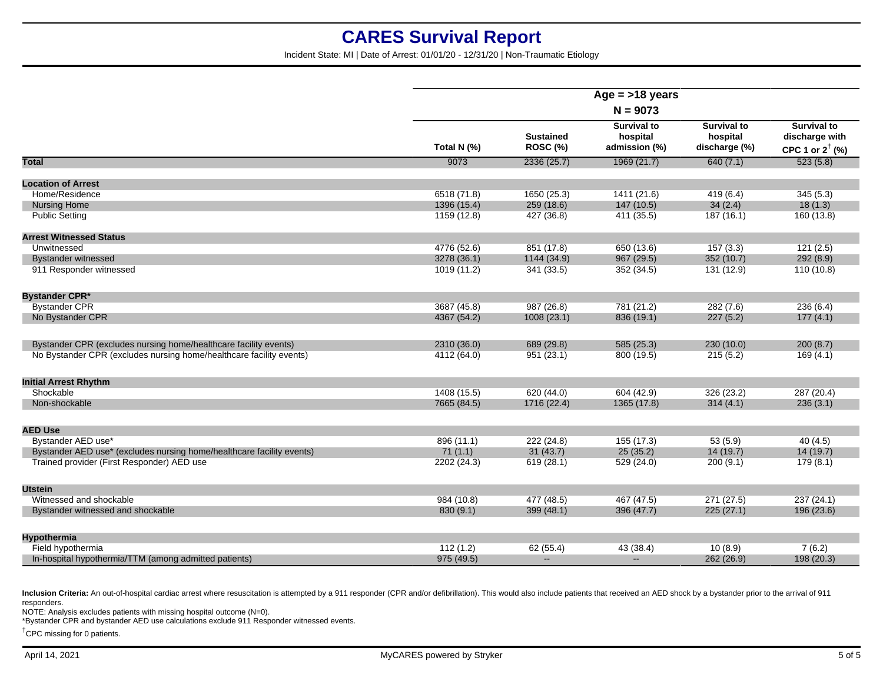# CARES Survival Report

Incident State: MI | Date of Arrest: 01/01/20 - 12/31/20 | Non-Traumatic Etiology

| | Age = >18 years N = 9073 | | | | |
|---|---|---|---|---|---|
| | Total N (%) | Sustained ROSC (%) | Survival to hospital admission (%) | Survival to hospital discharge (%) | Survival to discharge with CPC 1 or 2[†] (%) |
| **Total** | 9073 | 2336 (25.7) | 1969 (21.7) | 640 (7.1) | 523 (5.8) |
| **Location of Arrest** | | | | | |
| Home/Residence | 6518 (71.8) | 1650 (25.3) | 1411 (21.6) | 419 (6.4) | 345 (5.3) |
| Nursing Home | 1396 (15.4) | 259 (18.6) | 147 (10.5) | 34 (2.4) | 18 (1.3) |
| Public Setting | 1159 (12.8) | 427 (36.8) | 411 (35.5) | 187 (16.1) | 160 (13.8) |
| **Arrest Witnessed Status** | | | | | |
| Unwitnessed | 4776 (52.6) | 851 (17.8) | 650 (13.6) | 157 (3.3) | 121 (2.5) |
| Bystander witnessed | 3278 (36.1) | 1144 (34.9) | 967 (29.5) | 352 (10.7) | 292 (8.9) |
| 911 Responder witnessed | 1019 (11.2) | 341 (33.5) | 352 (34.5) | 131 (12.9) | 110 (10.8) |
| **Bystander CPR*** | | | | | |
| Bystander CPR | 3687 (45.8) | 987 (26.8) | 781 (21.2) | 282 (7.6) | 236 (6.4) |
| No Bystander CPR | 4367 (54.2) | 1008 (23.1) | 836 (19.1) | 227 (5.2) | 177 (4.1) |
| Bystander CPR (excludes nursing home/healthcare facility events) | 2310 (36.0) | 689 (29.8) | 585 (25.3) | 230 (10.0) | 200 (8.7) |
| No Bystander CPR (excludes nursing home/healthcare facility events) | 4112 (64.0) | 951 (23.1) | 800 (19.5) | 215 (5.2) | 169 (4.1) |
| **Initial Arrest Rhythm** | | | | | |
| Shockable | 1408 (15.5) | 620 (44.0) | 604 (42.9) | 326 (23.2) | 287 (20.4) |
| Non-shockable | 7665 (84.5) | 1716 (22.4) | 1365 (17.8) | 314 (4.1) | 236 (3.1) |
| **AED Use** | | | | | |
| Bystander AED use* | 896 (11.1) | 222 (24.8) | 155 (17.3) | 53 (5.9) | 40 (4.5) |
| Bystander AED use* (excludes nursing home/healthcare facility events) | 71 (1.1) | 31 (43.7) | 25 (35.2) | 14 (19.7) | 14 (19.7) |
| Trained provider (First Responder) AED use | 2202 (24.3) | 619 (28.1) | 529 (24.0) | 200 (9.1) | 179 (8.1) |
| **Utstein** | | | | | |
| Witnessed and shockable | 984 (10.8) | 477 (48.5) | 467 (47.5) | 271 (27.5) | 237 (24.1) |
| Bystander witnessed and shockable | 830 (9.1) | 399 (48.1) | 396 (47.7) | 225 (27.1) | 196 (23.6) |
| **Hypothermia** | | | | | |
| Field hypothermia | 112 (1.2) | 62 (55.4) | 43 (38.4) | 10 (8.9) | 7 (6.2) |
| In-hospital hypothermia/TTM (among admitted patients) | 975 (49.5) | -- | -- | 262 (26.9) | 198 (20.3) |

**Inclusion Criteria:** An out-of-hospital cardiac arrest where resuscitation is attempted by a 911 responder (CPR and/or defibrillation). This would also include patients that received an AED shock by a bystander prior to the arrival of 911 responders.

NOTE: Analysis excludes patients with missing hospital outcome (N=0).

*Bystander CPR and bystander AED use calculations exclude 911 Responder witnessed events.

[†]CPC missing for 0 patients.

April 14, 2021 MyCARES powered by Stryker